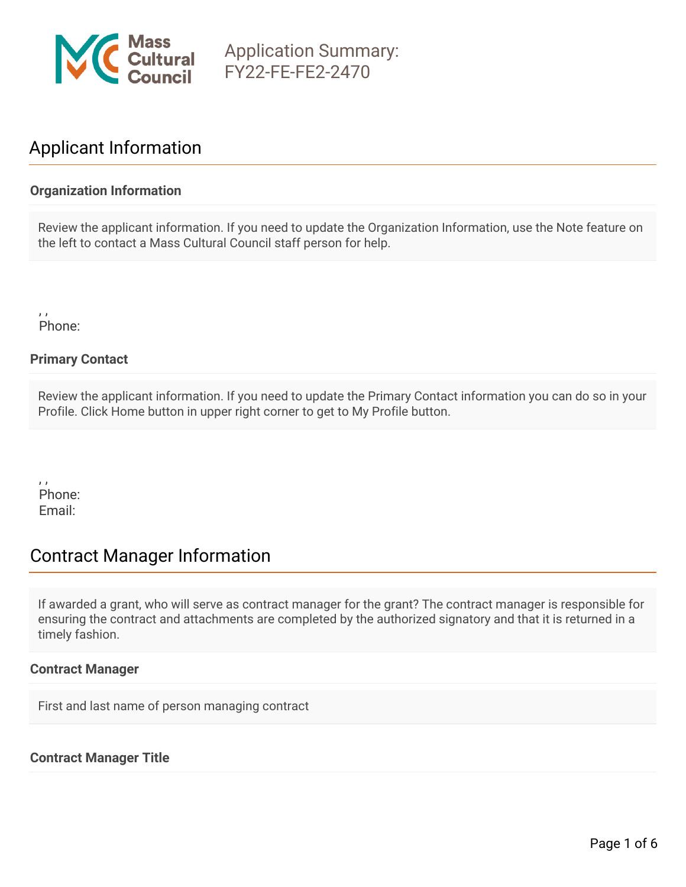Mass Cultural Council

# Application Summary: FY22-FE-FE2-2470

## Applicant Information

### Organization Information

Review the applicant information. If you need to update the Organization Information, use the Note feature on the left to contact a Mass Cultural Council staff person for help.

, ,
Phone:

### Primary Contact

Review the applicant information. If you need to update the Primary Contact information you can do so in your Profile. Click Home button in upper right corner to get to My Profile button.

, ,
Phone:
Email:

## Contract Manager Information

If awarded a grant, who will serve as contract manager for the grant? The contract manager is responsible for ensuring the contract and attachments are completed by the authorized signatory and that it is returned in a timely fashion.

### Contract Manager

First and last name of person managing contract

### Contract Manager Title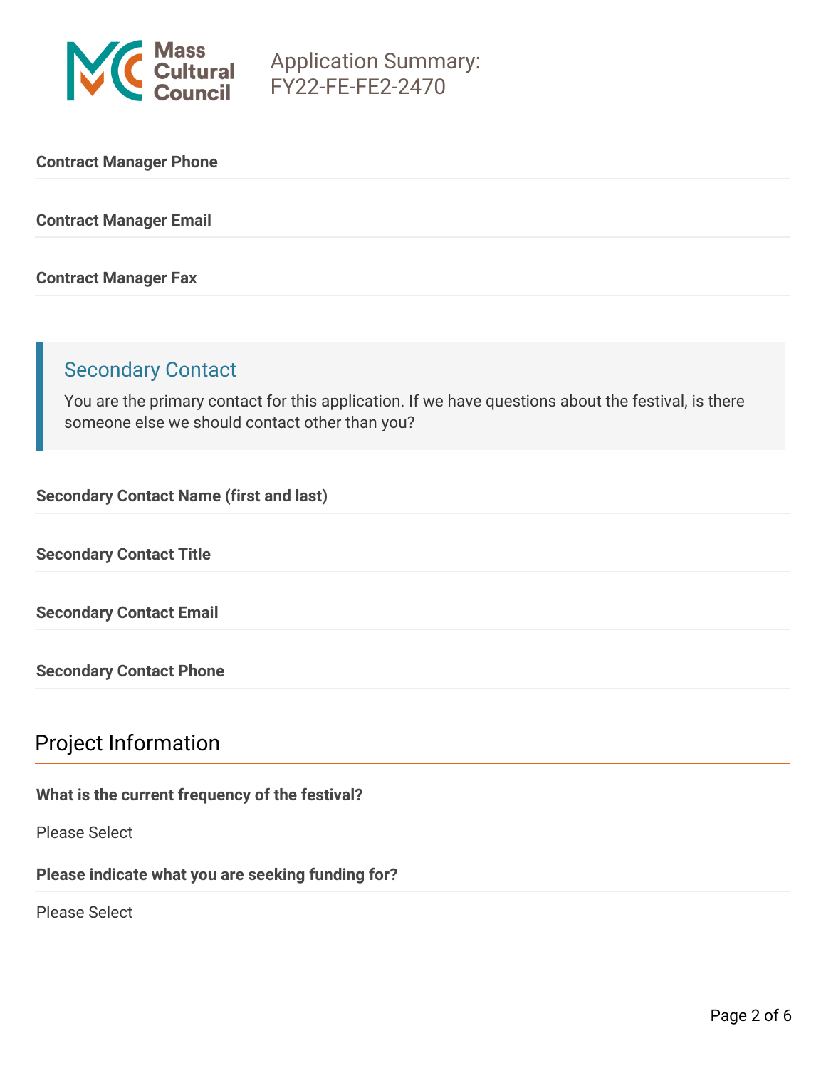**Contract Manager Phone**

**Contract Manager Email**

**Contract Manager Fax**

## Secondary Contact

You are the primary contact for this application. If we have questions about the festival, is there someone else we should contact other than you?

**Secondary Contact Name (first and last)**

**Secondary Contact Title**

**Secondary Contact Email**

**Secondary Contact Phone**

## Project Information

**What is the current frequency of the festival?**

Please Select

**Please indicate what you are seeking funding for?**

Please Select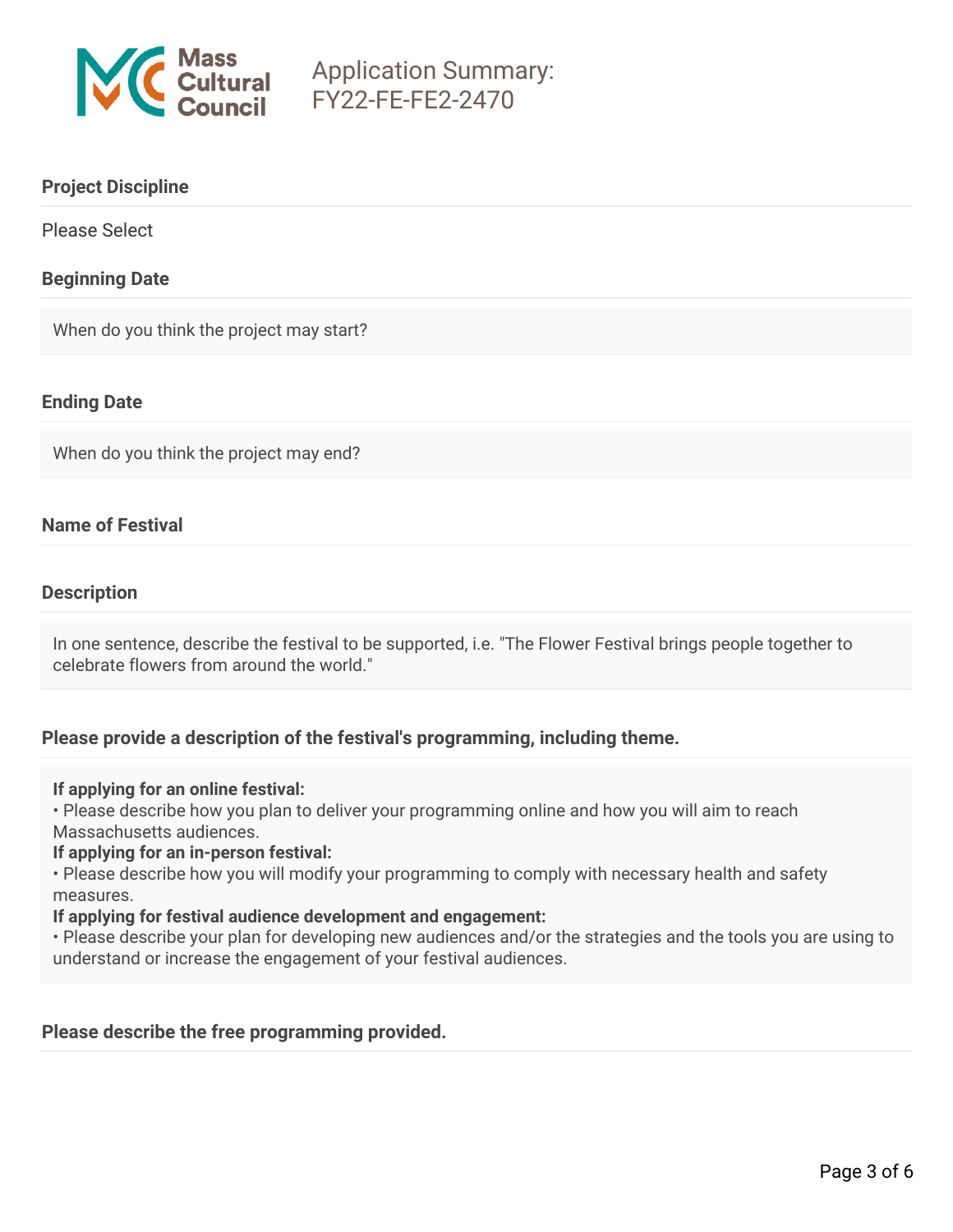# Application Summary: FY22-FE-FE2-2470

**Project Discipline**

Please Select

**Beginning Date**

When do you think the project may start?

**Ending Date**

When do you think the project may end?

**Name of Festival**

**Description**

In one sentence, describe the festival to be supported, i.e. "The Flower Festival brings people together to celebrate flowers from around the world."

**Please provide a description of the festival's programming, including theme.**

**If applying for an online festival:**
• Please describe how you plan to deliver your programming online and how you will aim to reach Massachusetts audiences.
**If applying for an in-person festival:**
• Please describe how you will modify your programming to comply with necessary health and safety measures.
**If applying for festival audience development and engagement:**
• Please describe your plan for developing new audiences and/or the strategies and the tools you are using to understand or increase the engagement of your festival audiences.

**Please describe the free programming provided.**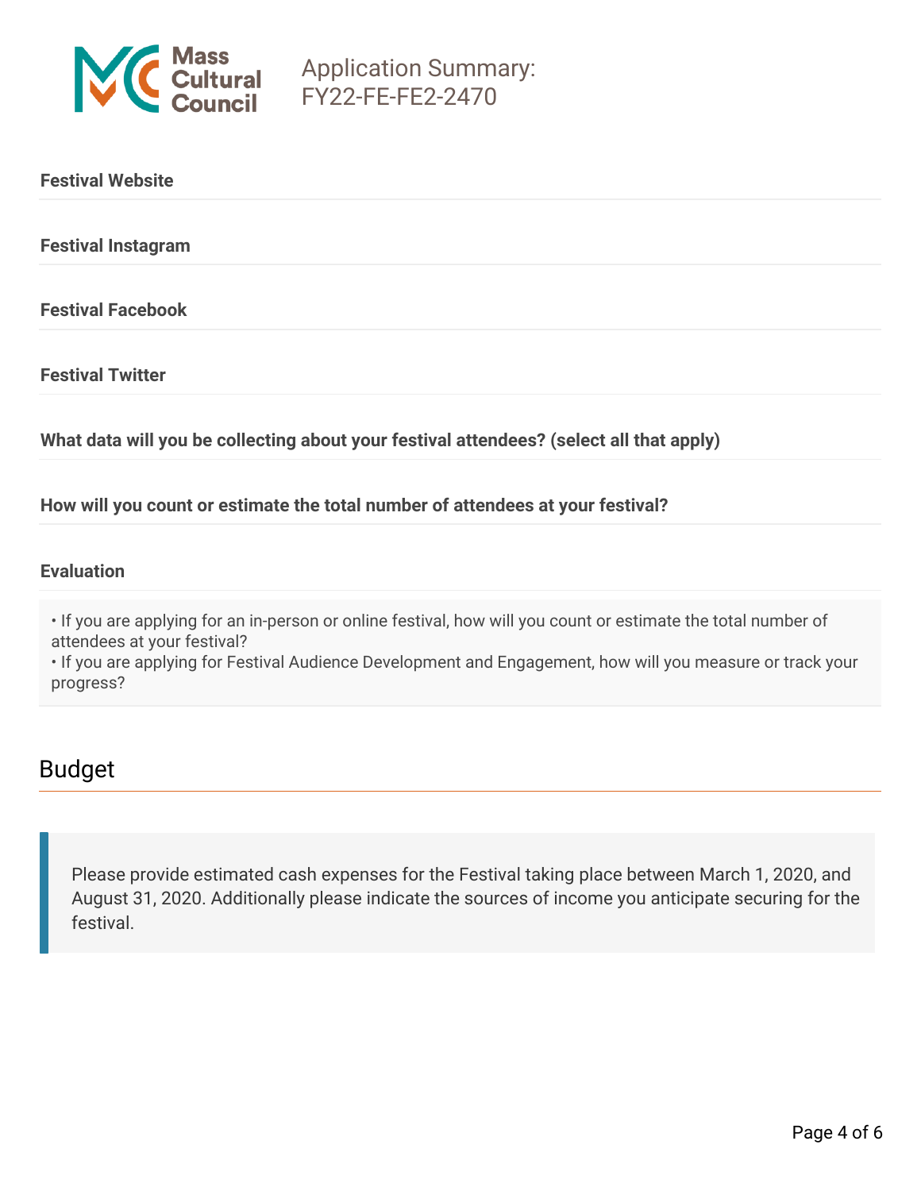**Festival Website**

**Festival Instagram**

**Festival Facebook**

**Festival Twitter**

**What data will you be collecting about your festival attendees? (select all that apply)**

**How will you count or estimate the total number of attendees at your festival?**

**Evaluation**

• If you are applying for an in-person or online festival, how will you count or estimate the total number of attendees at your festival?
• If you are applying for Festival Audience Development and Engagement, how will you measure or track your progress?

## Budget

Please provide estimated cash expenses for the Festival taking place between March 1, 2020, and August 31, 2020. Additionally please indicate the sources of income you anticipate securing for the festival.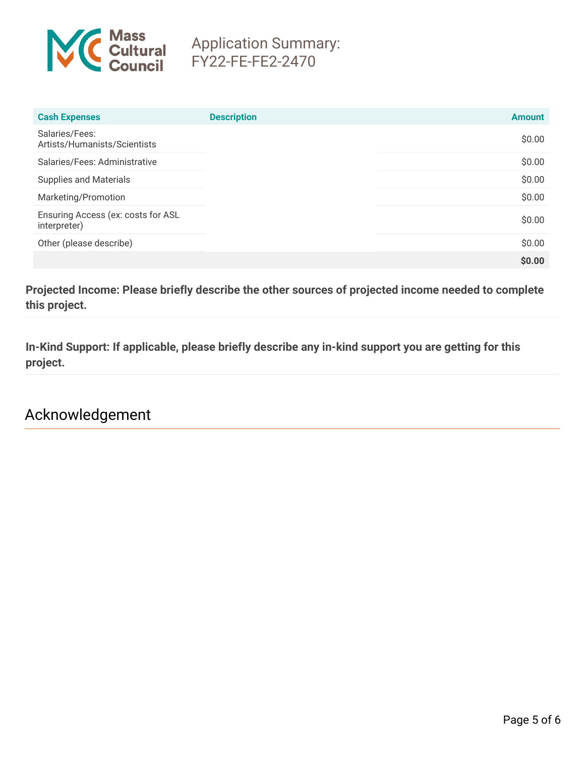| Cash Expenses | Description | Amount |
| --- | --- | --- |
| Salaries/Fees: Artists/Humanists/Scientists | | $0.00 |
| Salaries/Fees: Administrative | | $0.00 |
| Supplies and Materials | | $0.00 |
| Marketing/Promotion | | $0.00 |
| Ensuring Access (ex: costs for ASL interpreter) | | $0.00 |
| Other (please describe) | | $0.00 |
| | | **$0.00** |

**Projected Income: Please briefly describe the other sources of projected income needed to complete this project.**

**In-Kind Support: If applicable, please briefly describe any in-kind support you are getting for this project.**

## Acknowledgement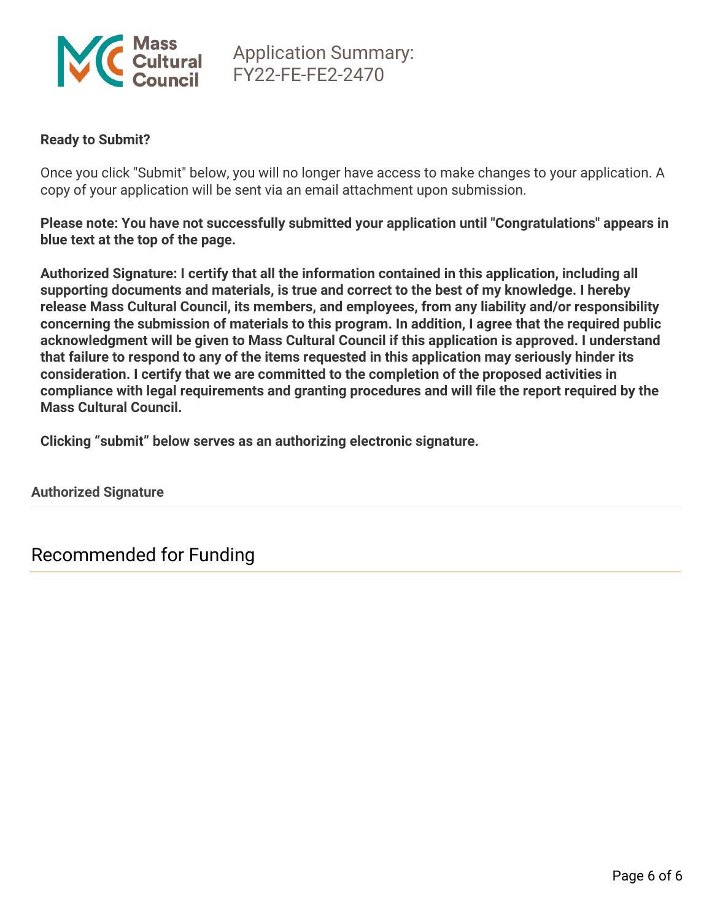**Ready to Submit?**

Once you click "Submit" below, you will no longer have access to make changes to your application. A copy of your application will be sent via an email attachment upon submission.

**Please note: You have not successfully submitted your application until "Congratulations" appears in blue text at the top of the page.**

**Authorized Signature: I certify that all the information contained in this application, including all supporting documents and materials, is true and correct to the best of my knowledge. I hereby release Mass Cultural Council, its members, and employees, from any liability and/or responsibility concerning the submission of materials to this program. In addition, I agree that the required public acknowledgment will be given to Mass Cultural Council if this application is approved. I understand that failure to respond to any of the items requested in this application may seriously hinder its consideration. I certify that we are committed to the completion of the proposed activities in compliance with legal requirements and granting procedures and will file the report required by the Mass Cultural Council.**

**Clicking "submit" below serves as an authorizing electronic signature.**

**Authorized Signature**

## Recommended for Funding